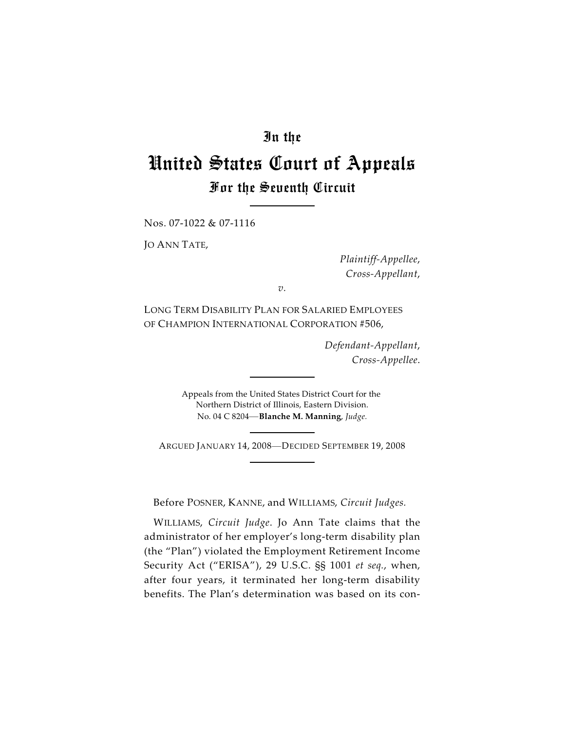# In the

# United States Court of Appeals

## For the Seventh Circuit

Nos. 07-1022 & 07-1116

JO ANN TATE,

*Plaintiff-Appellee,*
*Cross-Appellant,*

*v.*

LONG TERM DISABILITY PLAN FOR SALARIED EMPLOYEES OF CHAMPION INTERNATIONAL CORPORATION #506,

*Defendant-Appellant,*
*Cross-Appellee.*

Appeals from the United States District Court for the Northern District of Illinois, Eastern Division.
No. 04 C 8204—**Blanche M. Manning**, *Judge.*

ARGUED JANUARY 14, 2008—DECIDED SEPTEMBER 19, 2008

Before POSNER, KANNE, and WILLIAMS, *Circuit Judges.*

WILLIAMS, *Circuit Judge*. Jo Ann Tate claims that the administrator of her employer's long-term disability plan (the "Plan") violated the Employment Retirement Income Security Act ("ERISA"), 29 U.S.C. §§ 1001 *et seq.*, when, after four years, it terminated her long-term disability benefits. The Plan's determination was based on its con-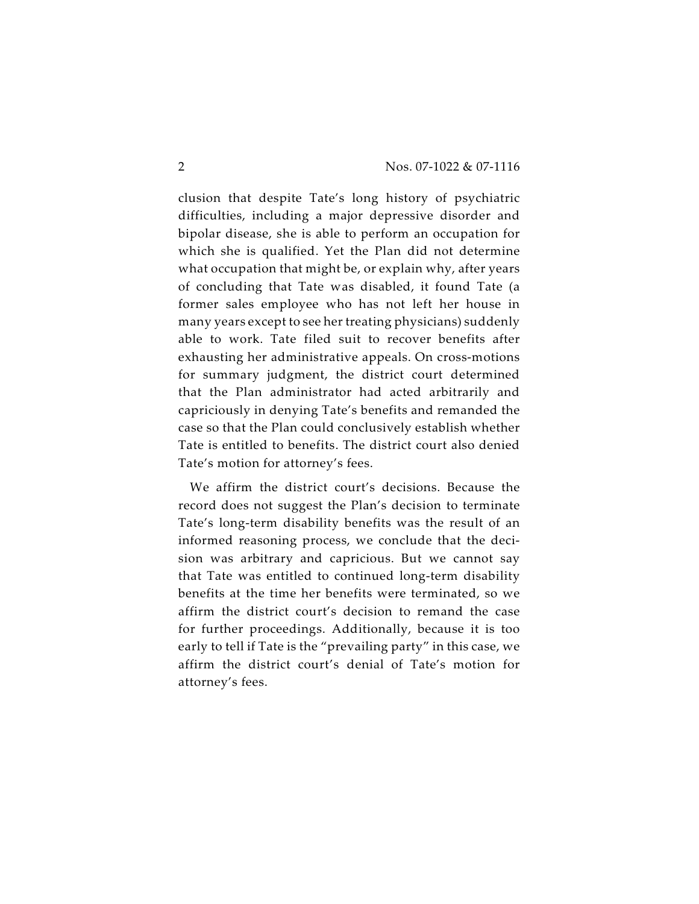clusion that despite Tate's long history of psychiatric difficulties, including a major depressive disorder and bipolar disease, she is able to perform an occupation for which she is qualified. Yet the Plan did not determine what occupation that might be, or explain why, after years of concluding that Tate was disabled, it found Tate (a former sales employee who has not left her house in many years except to see her treating physicians) suddenly able to work. Tate filed suit to recover benefits after exhausting her administrative appeals. On cross-motions for summary judgment, the district court determined that the Plan administrator had acted arbitrarily and capriciously in denying Tate's benefits and remanded the case so that the Plan could conclusively establish whether Tate is entitled to benefits. The district court also denied Tate's motion for attorney's fees.

We affirm the district court's decisions. Because the record does not suggest the Plan's decision to terminate Tate's long-term disability benefits was the result of an informed reasoning process, we conclude that the decision was arbitrary and capricious. But we cannot say that Tate was entitled to continued long-term disability benefits at the time her benefits were terminated, so we affirm the district court's decision to remand the case for further proceedings. Additionally, because it is too early to tell if Tate is the "prevailing party" in this case, we affirm the district court's denial of Tate's motion for attorney's fees.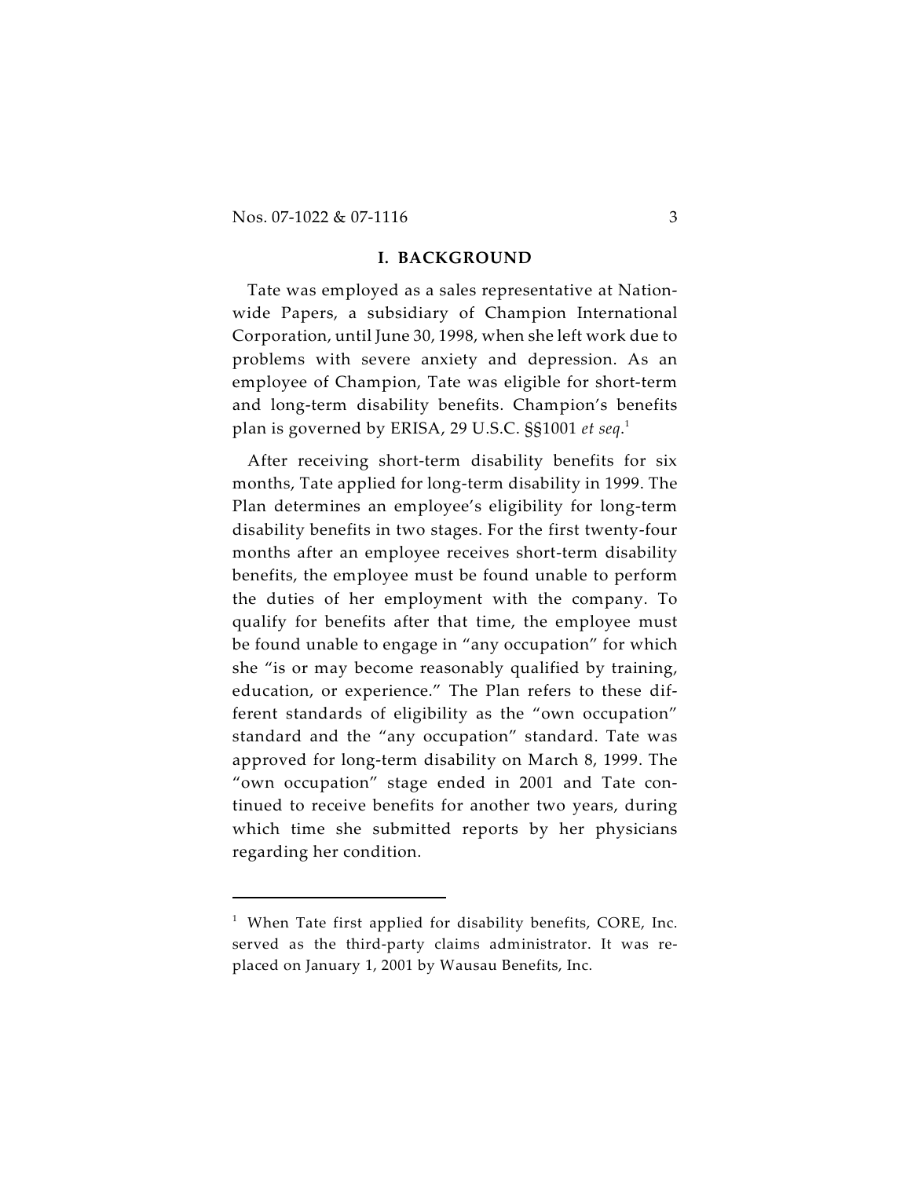## I. BACKGROUND

Tate was employed as a sales representative at Nationwide Papers, a subsidiary of Champion International Corporation, until June 30, 1998, when she left work due to problems with severe anxiety and depression. As an employee of Champion, Tate was eligible for short-term and long-term disability benefits. Champion's benefits plan is governed by ERISA, 29 U.S.C. §§1001 *et seq.*[1]

After receiving short-term disability benefits for six months, Tate applied for long-term disability in 1999. The Plan determines an employee's eligibility for long-term disability benefits in two stages. For the first twenty-four months after an employee receives short-term disability benefits, the employee must be found unable to perform the duties of her employment with the company. To qualify for benefits after that time, the employee must be found unable to engage in "any occupation" for which she "is or may become reasonably qualified by training, education, or experience." The Plan refers to these different standards of eligibility as the "own occupation" standard and the "any occupation" standard. Tate was approved for long-term disability on March 8, 1999. The "own occupation" stage ended in 2001 and Tate continued to receive benefits for another two years, during which time she submitted reports by her physicians regarding her condition.

---

[1] When Tate first applied for disability benefits, CORE, Inc. served as the third-party claims administrator. It was replaced on January 1, 2001 by Wausau Benefits, Inc.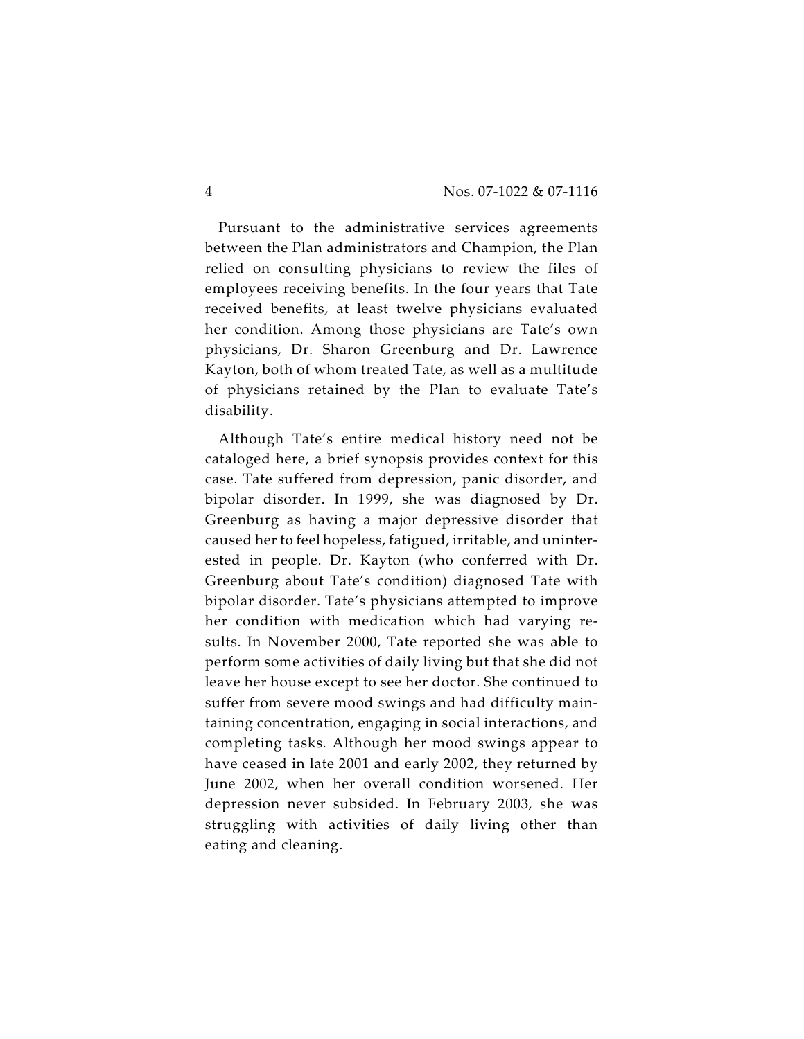Pursuant to the administrative services agreements between the Plan administrators and Champion, the Plan relied on consulting physicians to review the files of employees receiving benefits. In the four years that Tate received benefits, at least twelve physicians evaluated her condition. Among those physicians are Tate's own physicians, Dr. Sharon Greenburg and Dr. Lawrence Kayton, both of whom treated Tate, as well as a multitude of physicians retained by the Plan to evaluate Tate's disability.

Although Tate's entire medical history need not be cataloged here, a brief synopsis provides context for this case. Tate suffered from depression, panic disorder, and bipolar disorder. In 1999, she was diagnosed by Dr. Greenburg as having a major depressive disorder that caused her to feel hopeless, fatigued, irritable, and uninterested in people. Dr. Kayton (who conferred with Dr. Greenburg about Tate's condition) diagnosed Tate with bipolar disorder. Tate's physicians attempted to improve her condition with medication which had varying results. In November 2000, Tate reported she was able to perform some activities of daily living but that she did not leave her house except to see her doctor. She continued to suffer from severe mood swings and had difficulty maintaining concentration, engaging in social interactions, and completing tasks. Although her mood swings appear to have ceased in late 2001 and early 2002, they returned by June 2002, when her overall condition worsened. Her depression never subsided. In February 2003, she was struggling with activities of daily living other than eating and cleaning.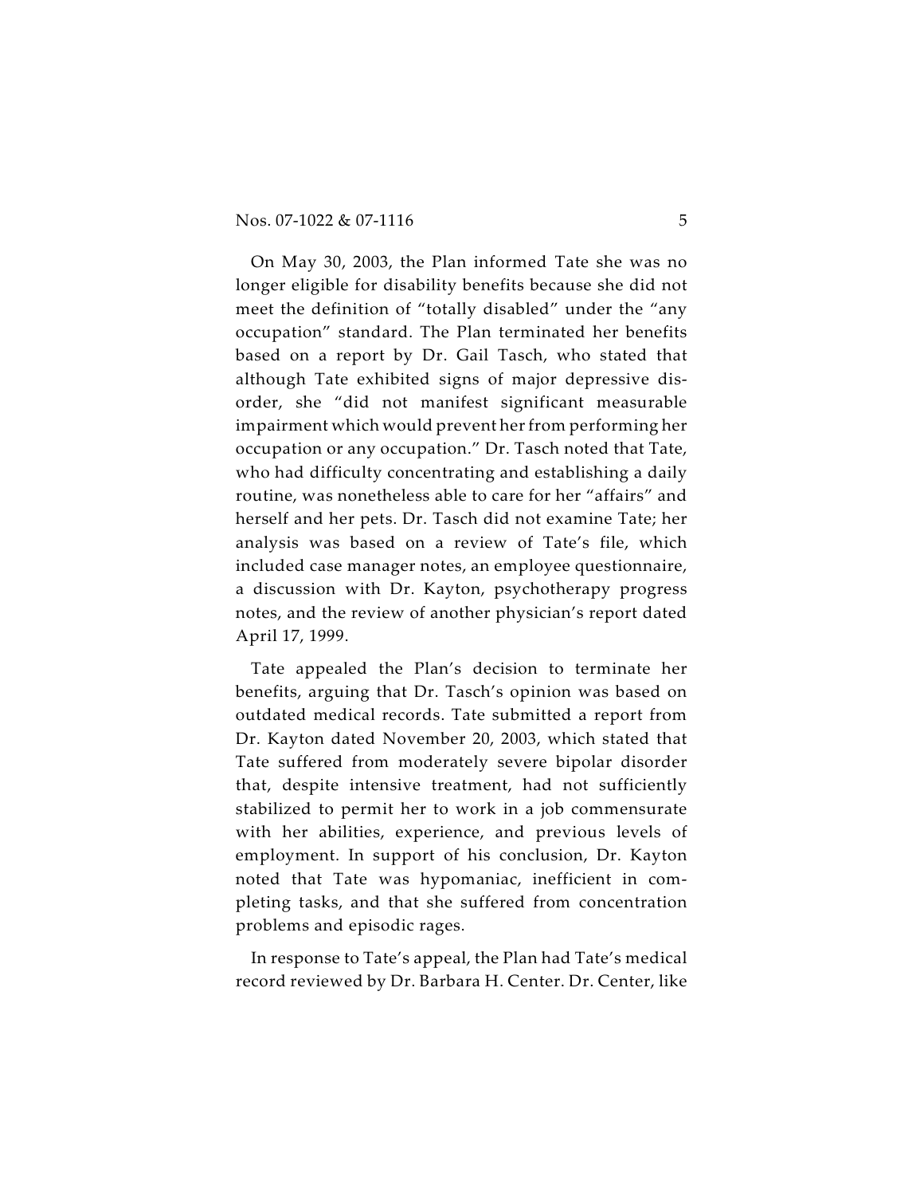On May 30, 2003, the Plan informed Tate she was no longer eligible for disability benefits because she did not meet the definition of "totally disabled" under the "any occupation" standard. The Plan terminated her benefits based on a report by Dr. Gail Tasch, who stated that although Tate exhibited signs of major depressive disorder, she "did not manifest significant measurable impairment which would prevent her from performing her occupation or any occupation." Dr. Tasch noted that Tate, who had difficulty concentrating and establishing a daily routine, was nonetheless able to care for her "affairs" and herself and her pets. Dr. Tasch did not examine Tate; her analysis was based on a review of Tate's file, which included case manager notes, an employee questionnaire, a discussion with Dr. Kayton, psychotherapy progress notes, and the review of another physician's report dated April 17, 1999.

Tate appealed the Plan's decision to terminate her benefits, arguing that Dr. Tasch's opinion was based on outdated medical records. Tate submitted a report from Dr. Kayton dated November 20, 2003, which stated that Tate suffered from moderately severe bipolar disorder that, despite intensive treatment, had not sufficiently stabilized to permit her to work in a job commensurate with her abilities, experience, and previous levels of employment. In support of his conclusion, Dr. Kayton noted that Tate was hypomaniac, inefficient in completing tasks, and that she suffered from concentration problems and episodic rages.

In response to Tate's appeal, the Plan had Tate's medical record reviewed by Dr. Barbara H. Center. Dr. Center, like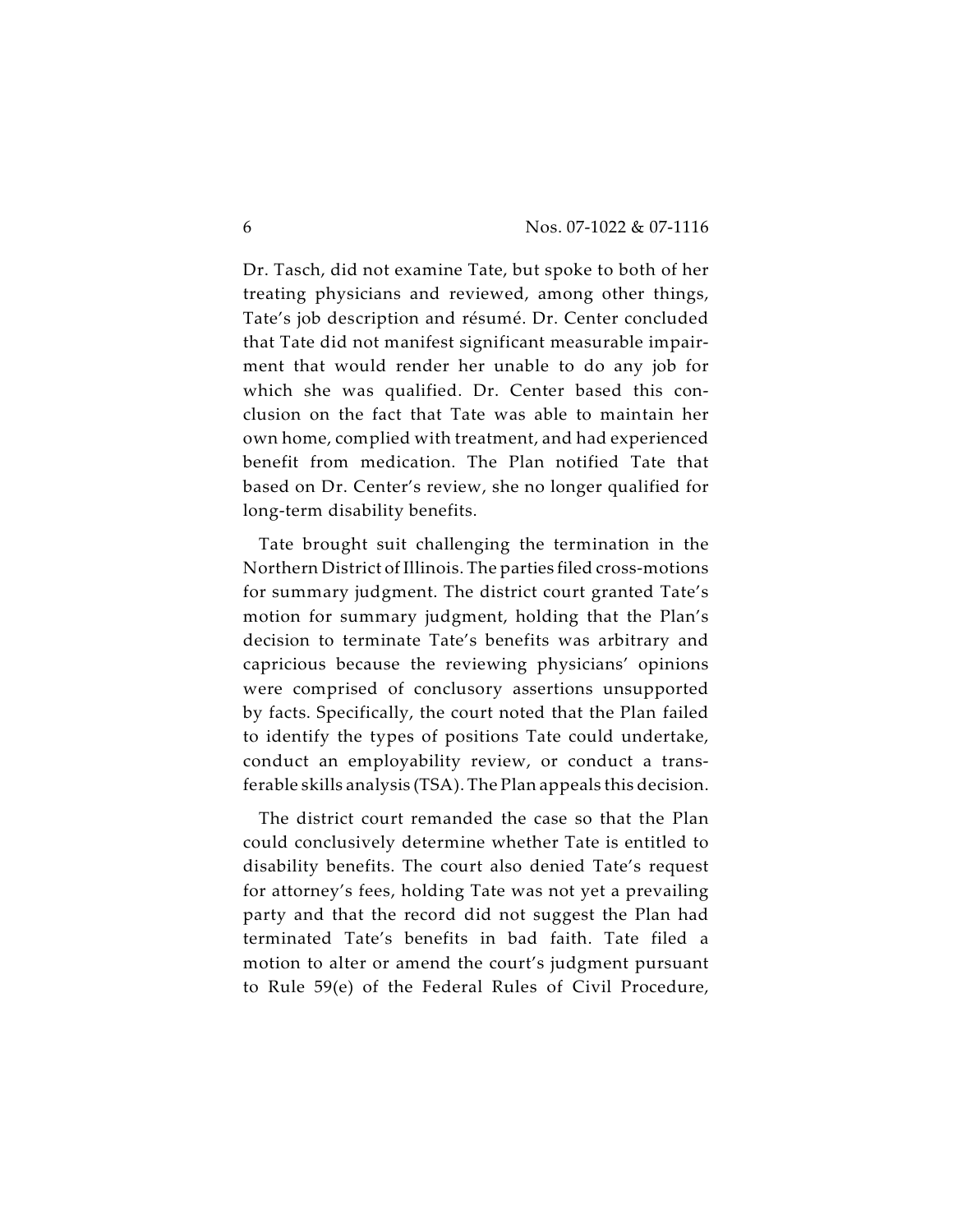Dr. Tasch, did not examine Tate, but spoke to both of her treating physicians and reviewed, among other things, Tate's job description and résumé. Dr. Center concluded that Tate did not manifest significant measurable impairment that would render her unable to do any job for which she was qualified. Dr. Center based this conclusion on the fact that Tate was able to maintain her own home, complied with treatment, and had experienced benefit from medication. The Plan notified Tate that based on Dr. Center's review, she no longer qualified for long-term disability benefits.

Tate brought suit challenging the termination in the Northern District of Illinois. The parties filed cross-motions for summary judgment. The district court granted Tate's motion for summary judgment, holding that the Plan's decision to terminate Tate's benefits was arbitrary and capricious because the reviewing physicians' opinions were comprised of conclusory assertions unsupported by facts. Specifically, the court noted that the Plan failed to identify the types of positions Tate could undertake, conduct an employability review, or conduct a transferable skills analysis (TSA). The Plan appeals this decision.

The district court remanded the case so that the Plan could conclusively determine whether Tate is entitled to disability benefits. The court also denied Tate's request for attorney's fees, holding Tate was not yet a prevailing party and that the record did not suggest the Plan had terminated Tate's benefits in bad faith. Tate filed a motion to alter or amend the court's judgment pursuant to Rule 59(e) of the Federal Rules of Civil Procedure,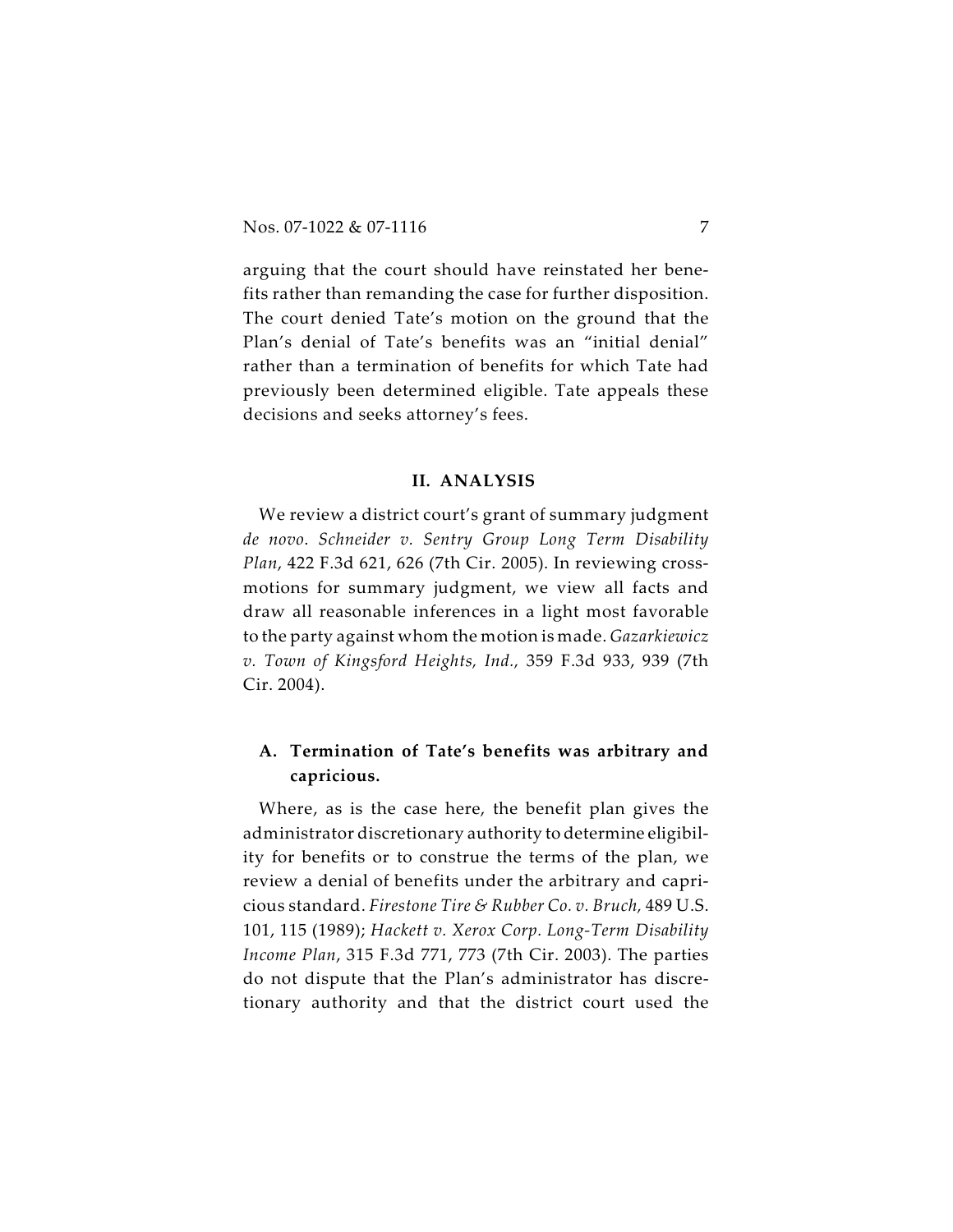arguing that the court should have reinstated her benefits rather than remanding the case for further disposition. The court denied Tate's motion on the ground that the Plan's denial of Tate's benefits was an "initial denial" rather than a termination of benefits for which Tate had previously been determined eligible. Tate appeals these decisions and seeks attorney's fees.

## II. ANALYSIS

We review a district court's grant of summary judgment *de novo*. *Schneider v. Sentry Group Long Term Disability Plan*, 422 F.3d 621, 626 (7th Cir. 2005). In reviewing cross-motions for summary judgment, we view all facts and draw all reasonable inferences in a light most favorable to the party against whom the motion is made. *Gazarkiewicz v. Town of Kingsford Heights, Ind.*, 359 F.3d 933, 939 (7th Cir. 2004).

### A. Termination of Tate's benefits was arbitrary and capricious.

Where, as is the case here, the benefit plan gives the administrator discretionary authority to determine eligibility for benefits or to construe the terms of the plan, we review a denial of benefits under the arbitrary and capricious standard. *Firestone Tire & Rubber Co. v. Bruch*, 489 U.S. 101, 115 (1989); *Hackett v. Xerox Corp. Long-Term Disability Income Plan*, 315 F.3d 771, 773 (7th Cir. 2003). The parties do not dispute that the Plan's administrator has discretionary authority and that the district court used the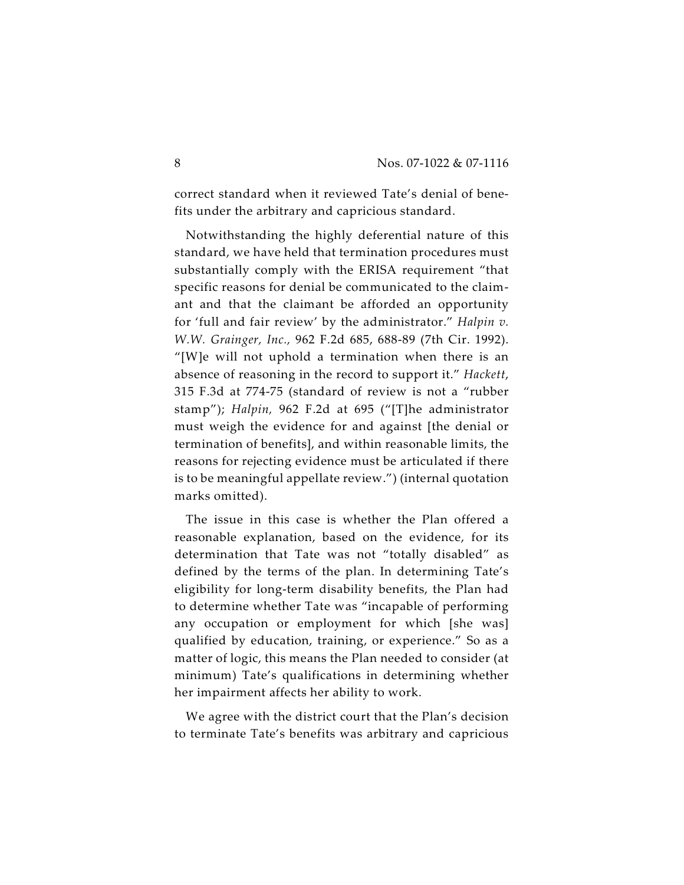correct standard when it reviewed Tate's denial of benefits under the arbitrary and capricious standard.

Notwithstanding the highly deferential nature of this standard, we have held that termination procedures must substantially comply with the ERISA requirement "that specific reasons for denial be communicated to the claimant and that the claimant be afforded an opportunity for 'full and fair review' by the administrator." *Halpin v. W.W. Grainger, Inc.,* 962 F.2d 685, 688-89 (7th Cir. 1992). "[W]e will not uphold a termination when there is an absence of reasoning in the record to support it." *Hackett,* 315 F.3d at 774-75 (standard of review is not a "rubber stamp"); *Halpin,* 962 F.2d at 695 ("[T]he administrator must weigh the evidence for and against [the denial or termination of benefits], and within reasonable limits, the reasons for rejecting evidence must be articulated if there is to be meaningful appellate review.") (internal quotation marks omitted).

The issue in this case is whether the Plan offered a reasonable explanation, based on the evidence, for its determination that Tate was not "totally disabled" as defined by the terms of the plan. In determining Tate's eligibility for long-term disability benefits, the Plan had to determine whether Tate was "incapable of performing any occupation or employment for which [she was] qualified by education, training, or experience." So as a matter of logic, this means the Plan needed to consider (at minimum) Tate's qualifications in determining whether her impairment affects her ability to work.

We agree with the district court that the Plan's decision to terminate Tate's benefits was arbitrary and capricious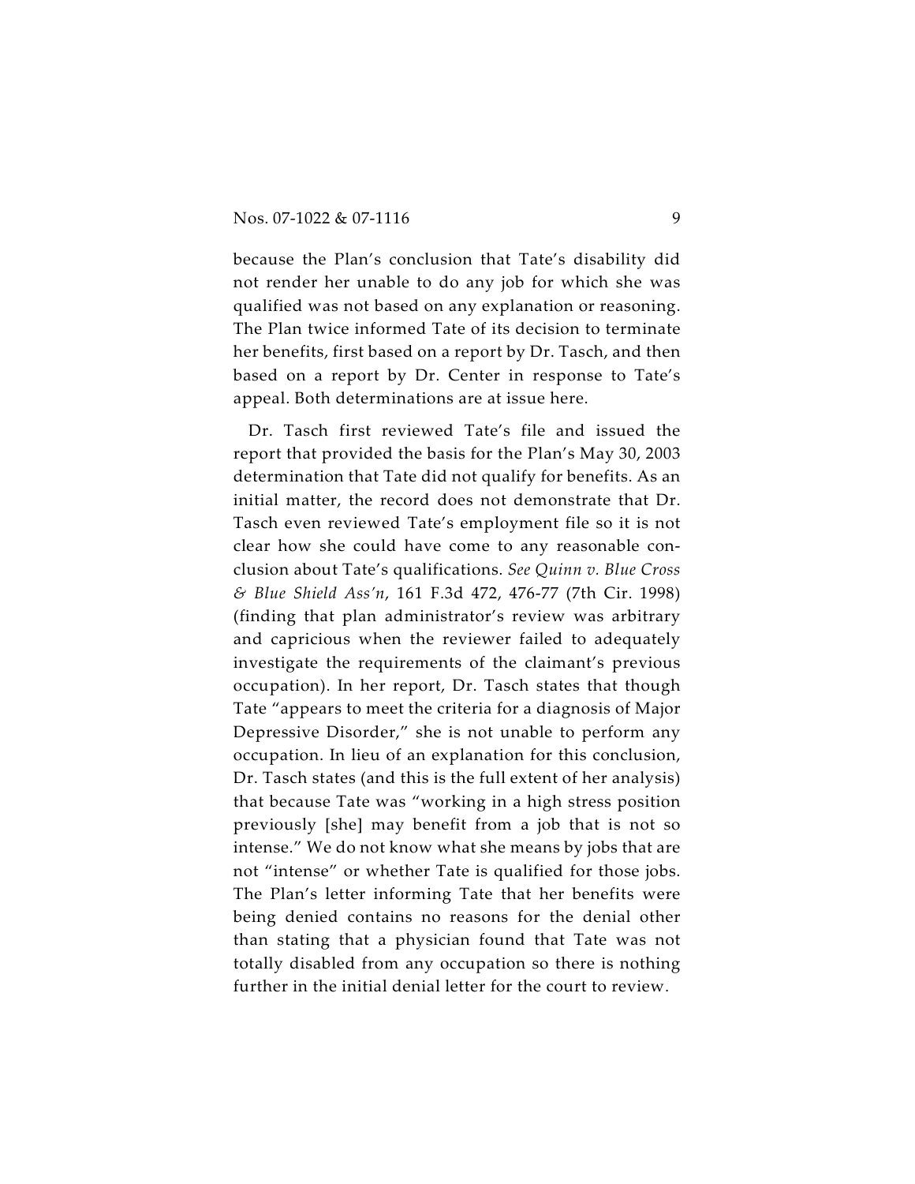because the Plan's conclusion that Tate's disability did not render her unable to do any job for which she was qualified was not based on any explanation or reasoning. The Plan twice informed Tate of its decision to terminate her benefits, first based on a report by Dr. Tasch, and then based on a report by Dr. Center in response to Tate's appeal. Both determinations are at issue here.

Dr. Tasch first reviewed Tate's file and issued the report that provided the basis for the Plan's May 30, 2003 determination that Tate did not qualify for benefits. As an initial matter, the record does not demonstrate that Dr. Tasch even reviewed Tate's employment file so it is not clear how she could have come to any reasonable conclusion about Tate's qualifications. *See Quinn v. Blue Cross & Blue Shield Ass'n*, 161 F.3d 472, 476-77 (7th Cir. 1998) (finding that plan administrator's review was arbitrary and capricious when the reviewer failed to adequately investigate the requirements of the claimant's previous occupation). In her report, Dr. Tasch states that though Tate "appears to meet the criteria for a diagnosis of Major Depressive Disorder," she is not unable to perform any occupation. In lieu of an explanation for this conclusion, Dr. Tasch states (and this is the full extent of her analysis) that because Tate was "working in a high stress position previously [she] may benefit from a job that is not so intense." We do not know what she means by jobs that are not "intense" or whether Tate is qualified for those jobs. The Plan's letter informing Tate that her benefits were being denied contains no reasons for the denial other than stating that a physician found that Tate was not totally disabled from any occupation so there is nothing further in the initial denial letter for the court to review.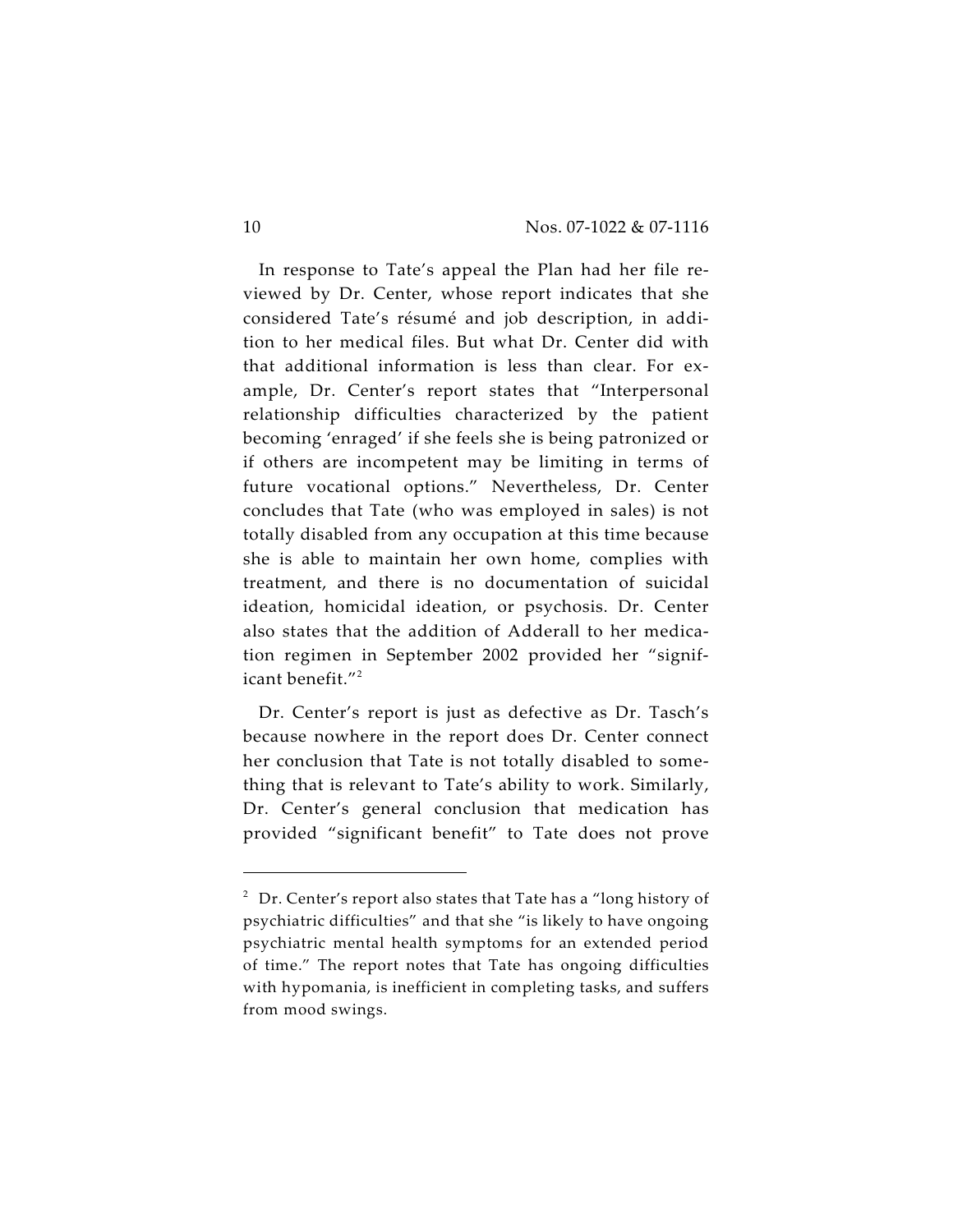In response to Tate's appeal the Plan had her file reviewed by Dr. Center, whose report indicates that she considered Tate's résumé and job description, in addition to her medical files. But what Dr. Center did with that additional information is less than clear. For example, Dr. Center's report states that "Interpersonal relationship difficulties characterized by the patient becoming 'enraged' if she feels she is being patronized or if others are incompetent may be limiting in terms of future vocational options." Nevertheless, Dr. Center concludes that Tate (who was employed in sales) is not totally disabled from any occupation at this time because she is able to maintain her own home, complies with treatment, and there is no documentation of suicidal ideation, homicidal ideation, or psychosis. Dr. Center also states that the addition of Adderall to her medication regimen in September 2002 provided her "significant benefit."[2]

Dr. Center's report is just as defective as Dr. Tasch's because nowhere in the report does Dr. Center connect her conclusion that Tate is not totally disabled to something that is relevant to Tate's ability to work. Similarly, Dr. Center's general conclusion that medication has provided "significant benefit" to Tate does not prove

---

[2] Dr. Center's report also states that Tate has a "long history of psychiatric difficulties" and that she "is likely to have ongoing psychiatric mental health symptoms for an extended period of time." The report notes that Tate has ongoing difficulties with hypomania, is inefficient in completing tasks, and suffers from mood swings.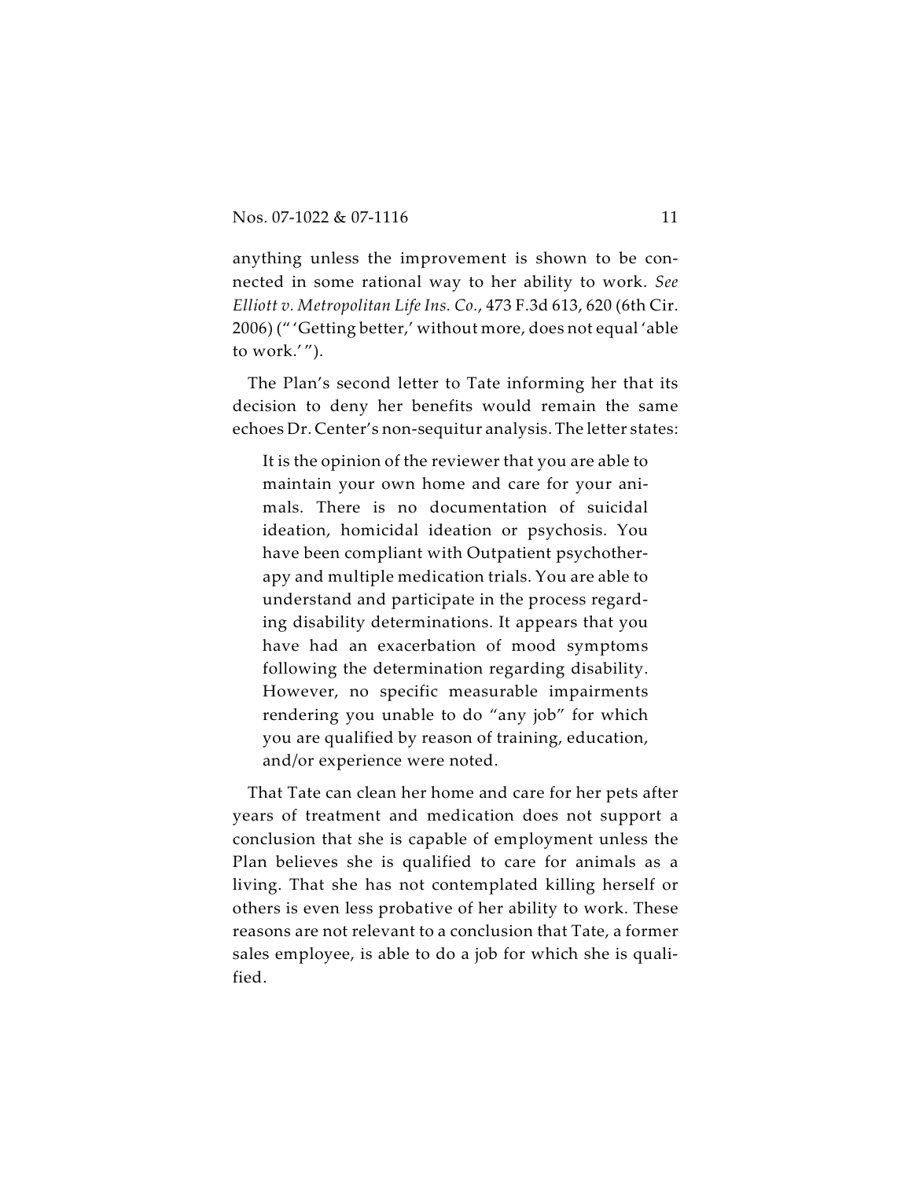anything unless the improvement is shown to be connected in some rational way to her ability to work. *See Elliott v. Metropolitan Life Ins. Co.*, 473 F.3d 613, 620 (6th Cir. 2006) ("'Getting better,' without more, does not equal 'able to work.'").

The Plan's second letter to Tate informing her that its decision to deny her benefits would remain the same echoes Dr. Center's non-sequitur analysis. The letter states:

> It is the opinion of the reviewer that you are able to maintain your own home and care for your animals. There is no documentation of suicidal ideation, homicidal ideation or psychosis. You have been compliant with Outpatient psychotherapy and multiple medication trials. You are able to understand and participate in the process regarding disability determinations. It appears that you have had an exacerbation of mood symptoms following the determination regarding disability. However, no specific measurable impairments rendering you unable to do "any job" for which you are qualified by reason of training, education, and/or experience were noted.

That Tate can clean her home and care for her pets after years of treatment and medication does not support a conclusion that she is capable of employment unless the Plan believes she is qualified to care for animals as a living. That she has not contemplated killing herself or others is even less probative of her ability to work. These reasons are not relevant to a conclusion that Tate, a former sales employee, is able to do a job for which she is qualified.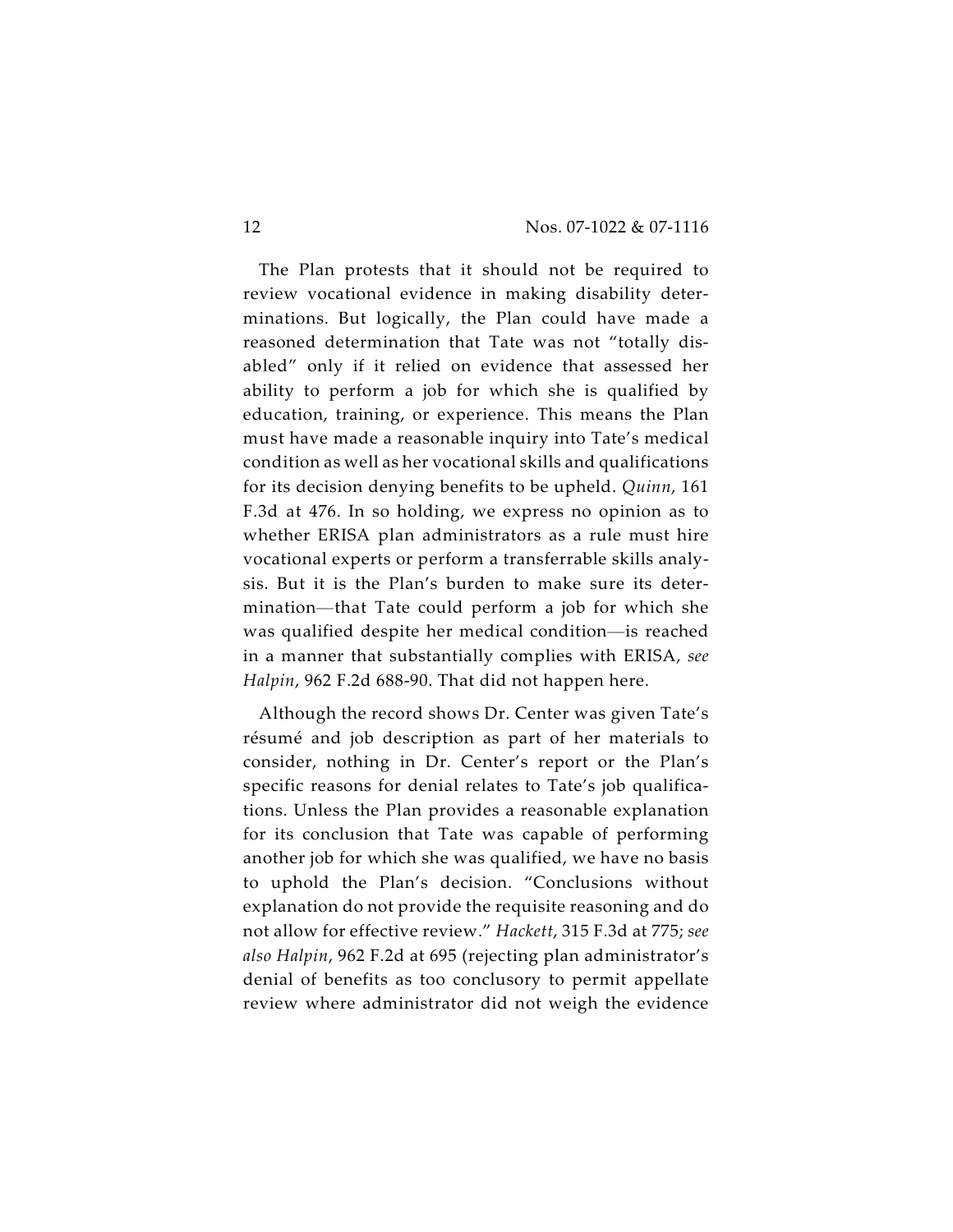The Plan protests that it should not be required to review vocational evidence in making disability determinations. But logically, the Plan could have made a reasoned determination that Tate was not "totally disabled" only if it relied on evidence that assessed her ability to perform a job for which she is qualified by education, training, or experience. This means the Plan must have made a reasonable inquiry into Tate's medical condition as well as her vocational skills and qualifications for its decision denying benefits to be upheld. *Quinn*, 161 F.3d at 476. In so holding, we express no opinion as to whether ERISA plan administrators as a rule must hire vocational experts or perform a transferrable skills analysis. But it is the Plan's burden to make sure its determination—that Tate could perform a job for which she was qualified despite her medical condition—is reached in a manner that substantially complies with ERISA, *see Halpin*, 962 F.2d 688-90. That did not happen here.

Although the record shows Dr. Center was given Tate's résumé and job description as part of her materials to consider, nothing in Dr. Center's report or the Plan's specific reasons for denial relates to Tate's job qualifications. Unless the Plan provides a reasonable explanation for its conclusion that Tate was capable of performing another job for which she was qualified, we have no basis to uphold the Plan's decision. "Conclusions without explanation do not provide the requisite reasoning and do not allow for effective review." *Hackett*, 315 F.3d at 775; *see also Halpin*, 962 F.2d at 695 (rejecting plan administrator's denial of benefits as too conclusory to permit appellate review where administrator did not weigh the evidence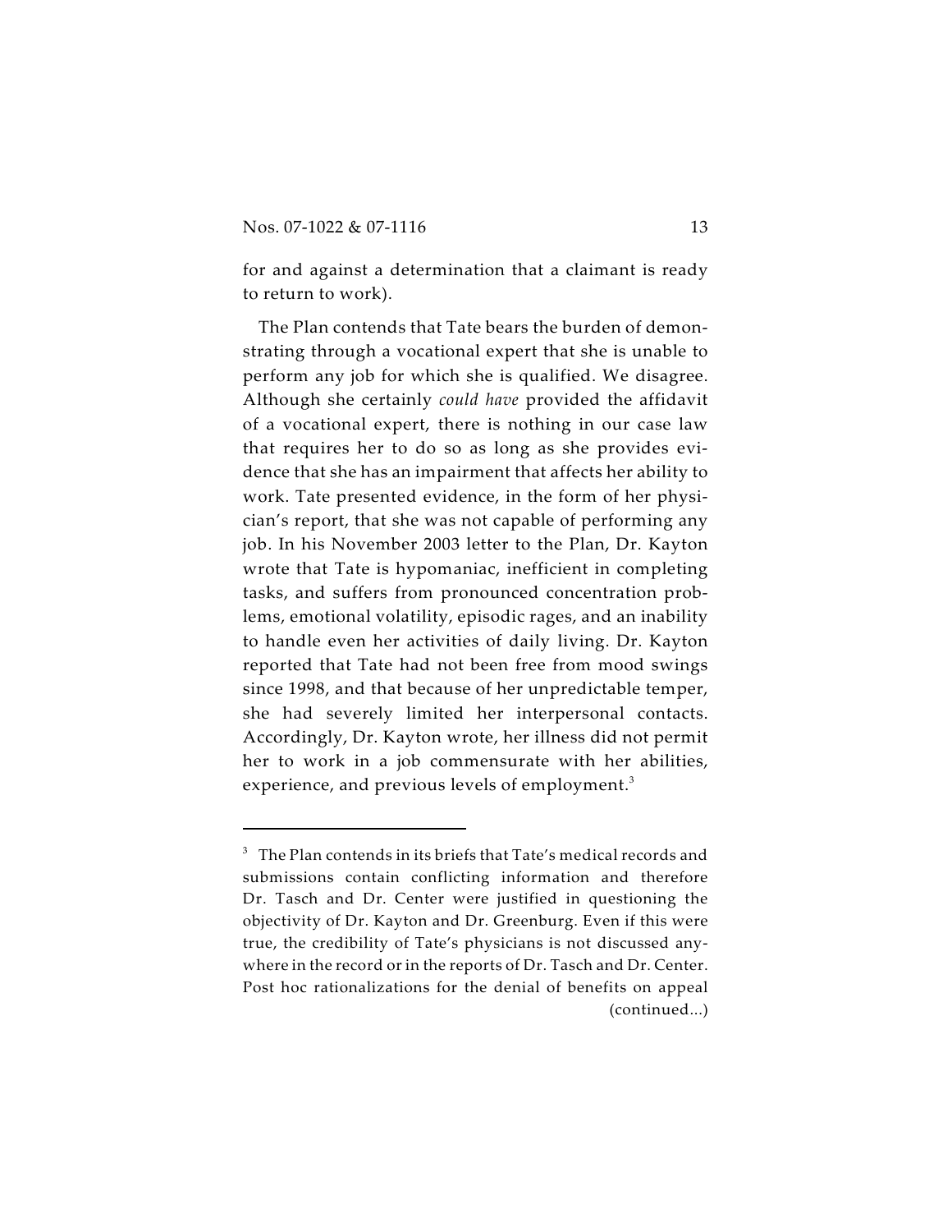for and against a determination that a claimant is ready to return to work).

The Plan contends that Tate bears the burden of demonstrating through a vocational expert that she is unable to perform any job for which she is qualified. We disagree. Although she certainly *could have* provided the affidavit of a vocational expert, there is nothing in our case law that requires her to do so as long as she provides evidence that she has an impairment that affects her ability to work. Tate presented evidence, in the form of her physician's report, that she was not capable of performing any job. In his November 2003 letter to the Plan, Dr. Kayton wrote that Tate is hypomaniac, inefficient in completing tasks, and suffers from pronounced concentration problems, emotional volatility, episodic rages, and an inability to handle even her activities of daily living. Dr. Kayton reported that Tate had not been free from mood swings since 1998, and that because of her unpredictable temper, she had severely limited her interpersonal contacts. Accordingly, Dr. Kayton wrote, her illness did not permit her to work in a job commensurate with her abilities, experience, and previous levels of employment.[3]

---

[3] The Plan contends in its briefs that Tate's medical records and submissions contain conflicting information and therefore Dr. Tasch and Dr. Center were justified in questioning the objectivity of Dr. Kayton and Dr. Greenburg. Even if this were true, the credibility of Tate's physicians is not discussed anywhere in the record or in the reports of Dr. Tasch and Dr. Center. Post hoc rationalizations for the denial of benefits on appeal (continued...)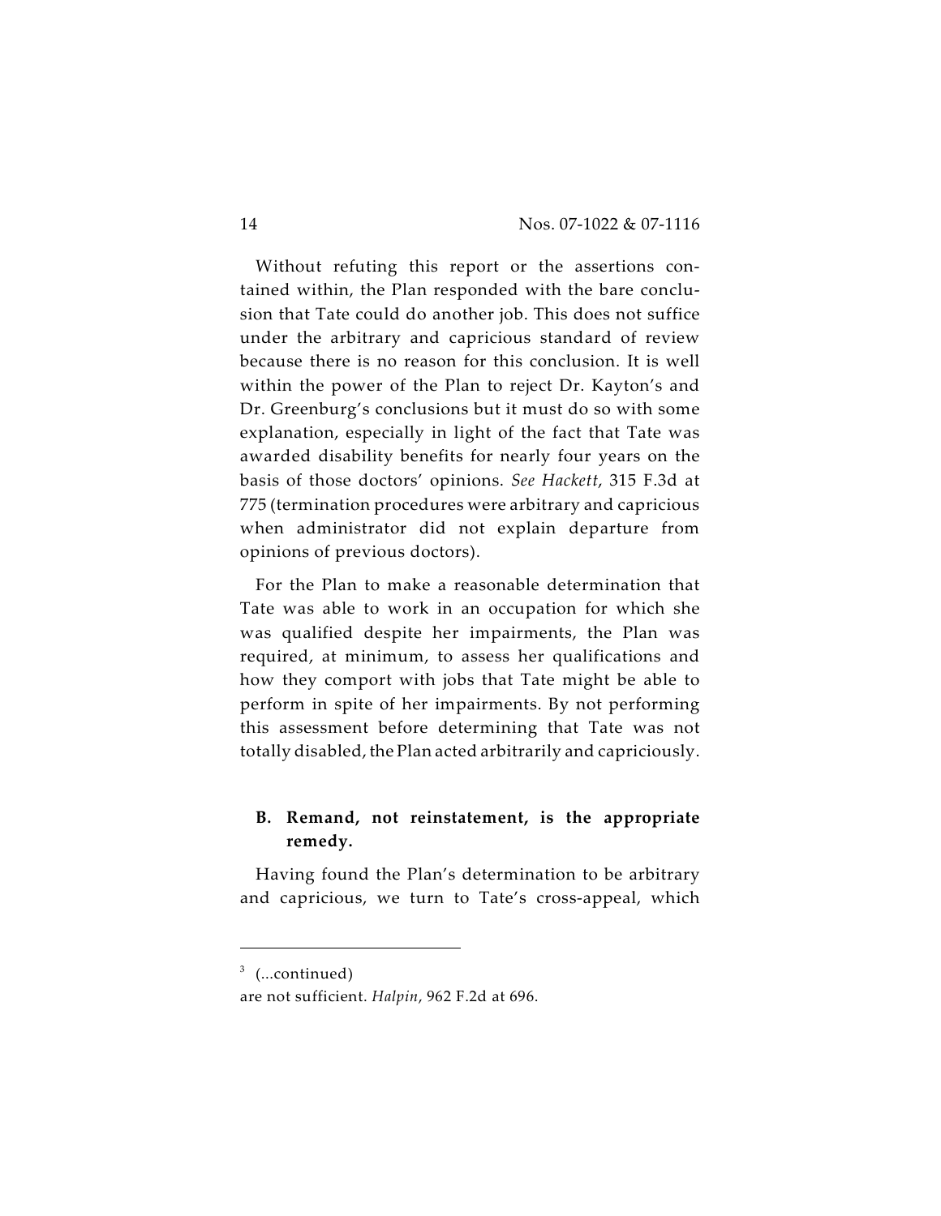Without refuting this report or the assertions contained within, the Plan responded with the bare conclusion that Tate could do another job. This does not suffice under the arbitrary and capricious standard of review because there is no reason for this conclusion. It is well within the power of the Plan to reject Dr. Kayton's and Dr. Greenburg's conclusions but it must do so with some explanation, especially in light of the fact that Tate was awarded disability benefits for nearly four years on the basis of those doctors' opinions. *See Hackett*, 315 F.3d at 775 (termination procedures were arbitrary and capricious when administrator did not explain departure from opinions of previous doctors).

For the Plan to make a reasonable determination that Tate was able to work in an occupation for which she was qualified despite her impairments, the Plan was required, at minimum, to assess her qualifications and how they comport with jobs that Tate might be able to perform in spite of her impairments. By not performing this assessment before determining that Tate was not totally disabled, the Plan acted arbitrarily and capriciously.

### B. Remand, not reinstatement, is the appropriate remedy.

Having found the Plan's determination to be arbitrary and capricious, we turn to Tate's cross-appeal, which

---

[3] (...continued)
are not sufficient. *Halpin*, 962 F.2d at 696.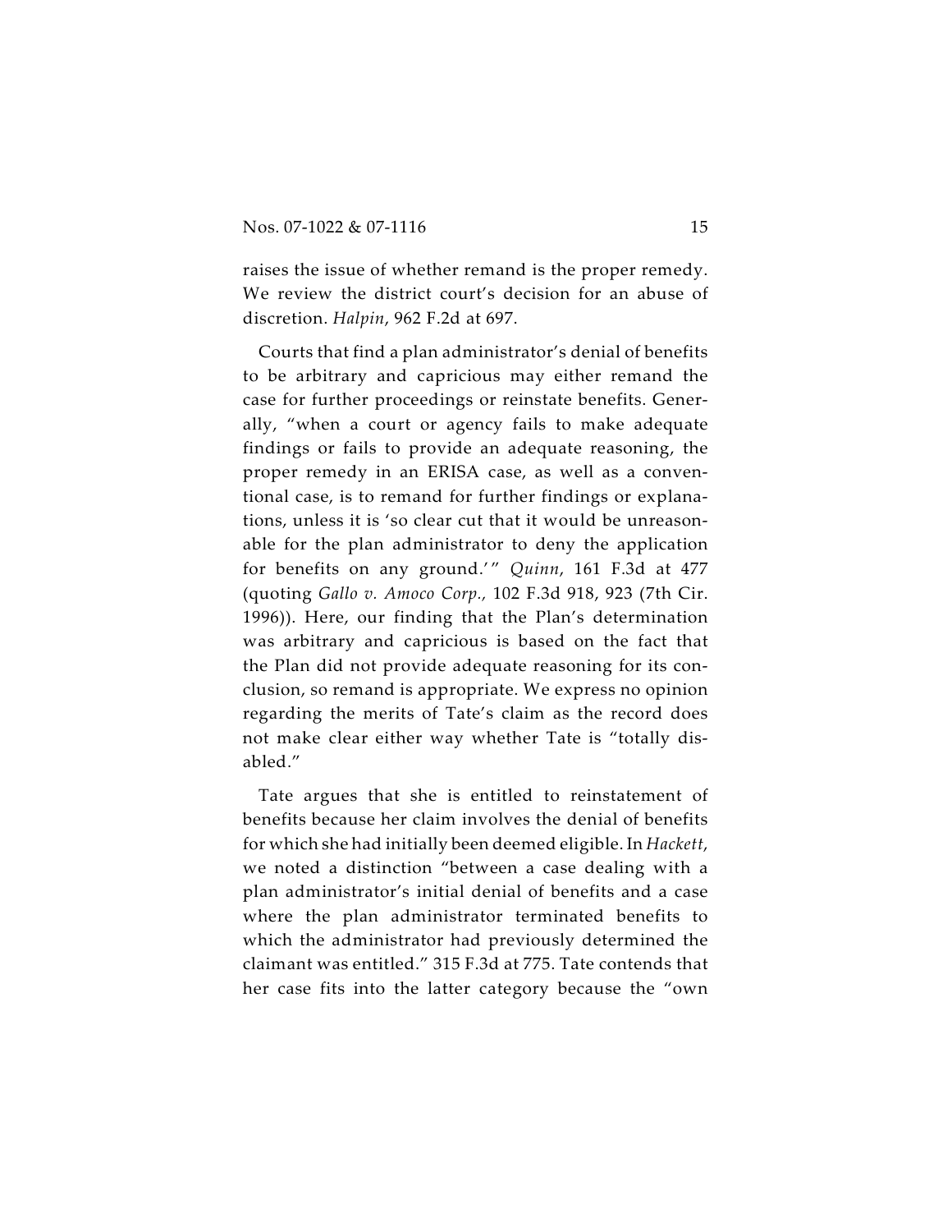raises the issue of whether remand is the proper remedy. We review the district court's decision for an abuse of discretion. *Halpin*, 962 F.2d at 697.

Courts that find a plan administrator's denial of benefits to be arbitrary and capricious may either remand the case for further proceedings or reinstate benefits. Generally, "when a court or agency fails to make adequate findings or fails to provide an adequate reasoning, the proper remedy in an ERISA case, as well as a conventional case, is to remand for further findings or explanations, unless it is 'so clear cut that it would be unreasonable for the plan administrator to deny the application for benefits on any ground.'" *Quinn*, 161 F.3d at 477 (quoting *Gallo v. Amoco Corp.,* 102 F.3d 918, 923 (7th Cir. 1996)). Here, our finding that the Plan's determination was arbitrary and capricious is based on the fact that the Plan did not provide adequate reasoning for its conclusion, so remand is appropriate. We express no opinion regarding the merits of Tate's claim as the record does not make clear either way whether Tate is "totally disabled."

Tate argues that she is entitled to reinstatement of benefits because her claim involves the denial of benefits for which she had initially been deemed eligible. In *Hackett*, we noted a distinction "between a case dealing with a plan administrator's initial denial of benefits and a case where the plan administrator terminated benefits to which the administrator had previously determined the claimant was entitled." 315 F.3d at 775. Tate contends that her case fits into the latter category because the "own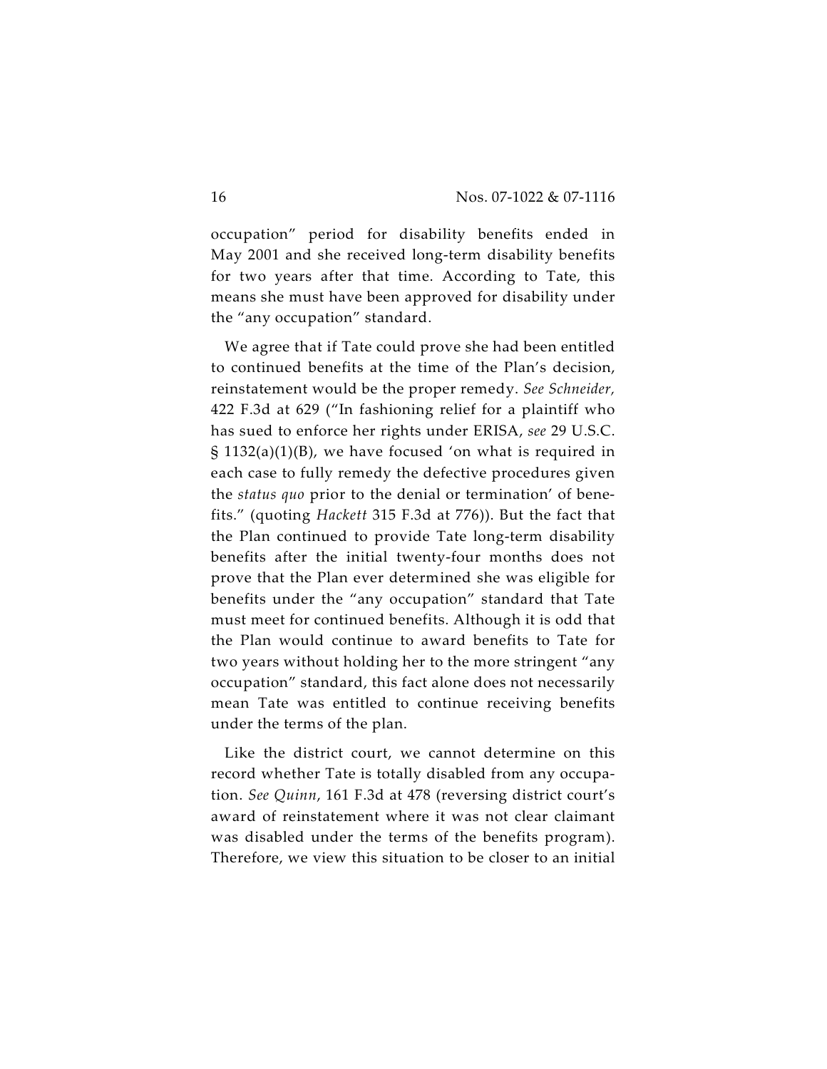occupation" period for disability benefits ended in May 2001 and she received long-term disability benefits for two years after that time. According to Tate, this means she must have been approved for disability under the "any occupation" standard.

We agree that if Tate could prove she had been entitled to continued benefits at the time of the Plan's decision, reinstatement would be the proper remedy. *See Schneider,* 422 F.3d at 629 ("In fashioning relief for a plaintiff who has sued to enforce her rights under ERISA, *see* 29 U.S.C. § 1132(a)(1)(B), we have focused 'on what is required in each case to fully remedy the defective procedures given the *status quo* prior to the denial or termination' of benefits." (quoting *Hackett* 315 F.3d at 776)). But the fact that the Plan continued to provide Tate long-term disability benefits after the initial twenty-four months does not prove that the Plan ever determined she was eligible for benefits under the "any occupation" standard that Tate must meet for continued benefits. Although it is odd that the Plan would continue to award benefits to Tate for two years without holding her to the more stringent "any occupation" standard, this fact alone does not necessarily mean Tate was entitled to continue receiving benefits under the terms of the plan.

Like the district court, we cannot determine on this record whether Tate is totally disabled from any occupation. *See Quinn*, 161 F.3d at 478 (reversing district court's award of reinstatement where it was not clear claimant was disabled under the terms of the benefits program). Therefore, we view this situation to be closer to an initial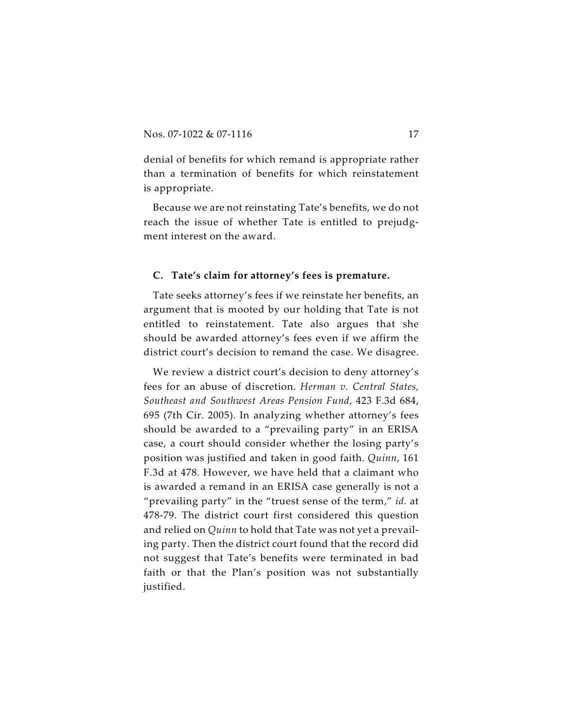denial of benefits for which remand is appropriate rather than a termination of benefits for which reinstatement is appropriate.

Because we are not reinstating Tate's benefits, we do not reach the issue of whether Tate is entitled to prejudgment interest on the award.

### C. Tate's claim for attorney's fees is premature.

Tate seeks attorney's fees if we reinstate her benefits, an argument that is mooted by our holding that Tate is not entitled to reinstatement. Tate also argues that she should be awarded attorney's fees even if we affirm the district court's decision to remand the case. We disagree.

We review a district court's decision to deny attorney's fees for an abuse of discretion. *Herman v. Central States, Southeast and Southwest Areas Pension Fund*, 423 F.3d 684, 695 (7th Cir. 2005). In analyzing whether attorney's fees should be awarded to a "prevailing party" in an ERISA case, a court should consider whether the losing party's position was justified and taken in good faith. *Quinn*, 161 F.3d at 478. However, we have held that a claimant who is awarded a remand in an ERISA case generally is not a "prevailing party" in the "truest sense of the term," *id.* at 478-79. The district court first considered this question and relied on *Quinn* to hold that Tate was not yet a prevailing party. Then the district court found that the record did not suggest that Tate's benefits were terminated in bad faith or that the Plan's position was not substantially justified.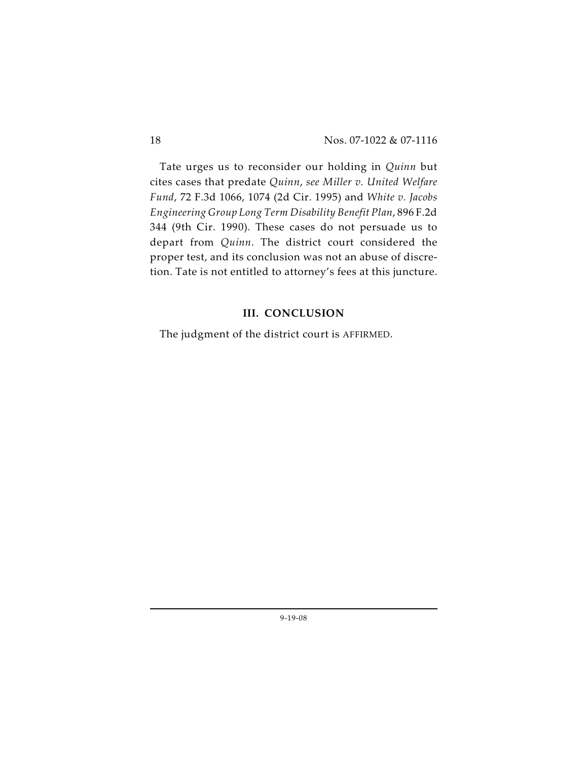Tate urges us to reconsider our holding in *Quinn* but cites cases that predate *Quinn*, *see Miller v. United Welfare Fund*, 72 F.3d 1066, 1074 (2d Cir. 1995) and *White v. Jacobs Engineering Group Long Term Disability Benefit Plan*, 896 F.2d 344 (9th Cir. 1990). These cases do not persuade us to depart from *Quinn*. The district court considered the proper test, and its conclusion was not an abuse of discretion. Tate is not entitled to attorney's fees at this juncture.

## III. CONCLUSION

The judgment of the district court is AFFIRMED.

9-19-08